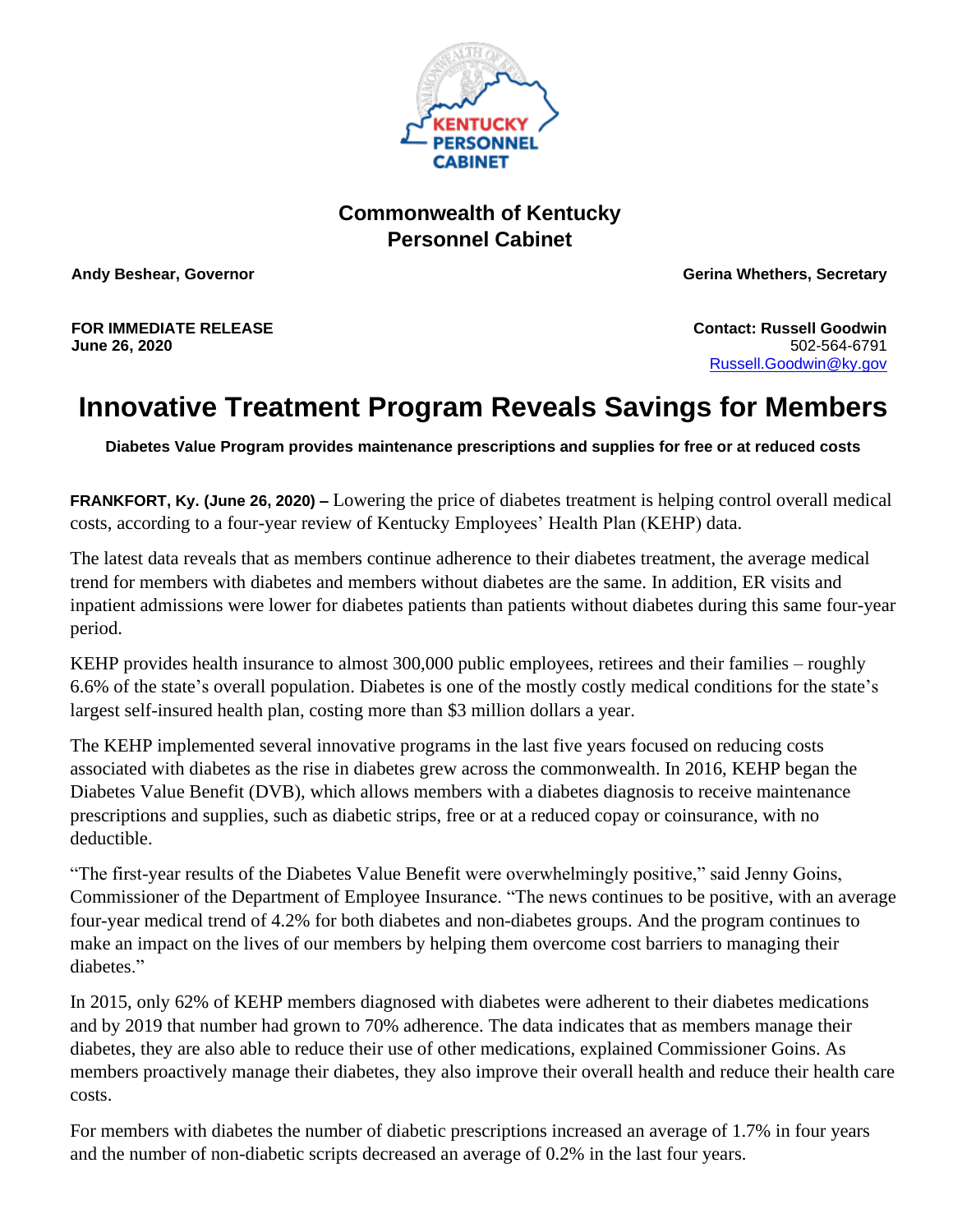KENTUCKY PERSONNEL CABINET

**Commonwealth of Kentucky**
**Personnel Cabinet**

**Andy Beshear, Governor** | **Gerina Whethers, Secretary**

**FOR IMMEDIATE RELEASE**
**June 26, 2020**

**Contact: Russell Goodwin**
502-564-6791
Russell.Goodwin@ky.gov

# Innovative Treatment Program Reveals Savings for Members

**Diabetes Value Program provides maintenance prescriptions and supplies for free or at reduced costs**

**FRANKFORT, Ky. (June 26, 2020) –** Lowering the price of diabetes treatment is helping control overall medical costs, according to a four-year review of Kentucky Employees' Health Plan (KEHP) data.

The latest data reveals that as members continue adherence to their diabetes treatment, the average medical trend for members with diabetes and members without diabetes are the same. In addition, ER visits and inpatient admissions were lower for diabetes patients than patients without diabetes during this same four-year period.

KEHP provides health insurance to almost 300,000 public employees, retirees and their families – roughly 6.6% of the state's overall population. Diabetes is one of the mostly costly medical conditions for the state's largest self-insured health plan, costing more than $3 million dollars a year.

The KEHP implemented several innovative programs in the last five years focused on reducing costs associated with diabetes as the rise in diabetes grew across the commonwealth. In 2016, KEHP began the Diabetes Value Benefit (DVB), which allows members with a diabetes diagnosis to receive maintenance prescriptions and supplies, such as diabetic strips, free or at a reduced copay or coinsurance, with no deductible.

"The first-year results of the Diabetes Value Benefit were overwhelmingly positive," said Jenny Goins, Commissioner of the Department of Employee Insurance. "The news continues to be positive, with an average four-year medical trend of 4.2% for both diabetes and non-diabetes groups. And the program continues to make an impact on the lives of our members by helping them overcome cost barriers to managing their diabetes."

In 2015, only 62% of KEHP members diagnosed with diabetes were adherent to their diabetes medications and by 2019 that number had grown to 70% adherence. The data indicates that as members manage their diabetes, they are also able to reduce their use of other medications, explained Commissioner Goins. As members proactively manage their diabetes, they also improve their overall health and reduce their health care costs.

For members with diabetes the number of diabetic prescriptions increased an average of 1.7% in four years and the number of non-diabetic scripts decreased an average of 0.2% in the last four years.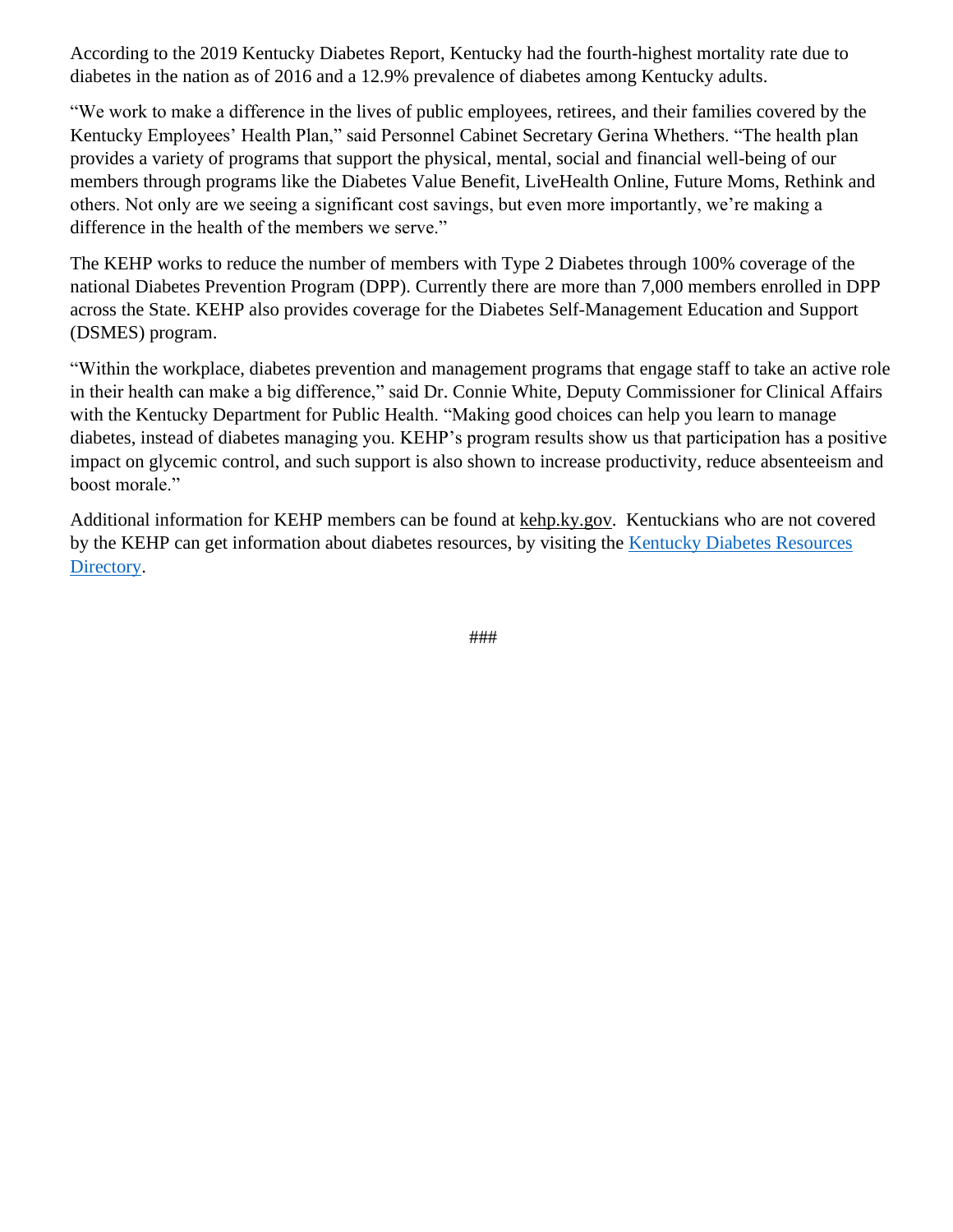According to the 2019 Kentucky Diabetes Report, Kentucky had the fourth-highest mortality rate due to diabetes in the nation as of 2016 and a 12.9% prevalence of diabetes among Kentucky adults.

"We work to make a difference in the lives of public employees, retirees, and their families covered by the Kentucky Employees' Health Plan," said Personnel Cabinet Secretary Gerina Whethers. "The health plan provides a variety of programs that support the physical, mental, social and financial well-being of our members through programs like the Diabetes Value Benefit, LiveHealth Online, Future Moms, Rethink and others. Not only are we seeing a significant cost savings, but even more importantly, we're making a difference in the health of the members we serve."

The KEHP works to reduce the number of members with Type 2 Diabetes through 100% coverage of the national Diabetes Prevention Program (DPP). Currently there are more than 7,000 members enrolled in DPP across the State. KEHP also provides coverage for the Diabetes Self-Management Education and Support (DSMES) program.

"Within the workplace, diabetes prevention and management programs that engage staff to take an active role in their health can make a big difference," said Dr. Connie White, Deputy Commissioner for Clinical Affairs with the Kentucky Department for Public Health. "Making good choices can help you learn to manage diabetes, instead of diabetes managing you. KEHP's program results show us that participation has a positive impact on glycemic control, and such support is also shown to increase productivity, reduce absenteeism and boost morale."

Additional information for KEHP members can be found at kehp.ky.gov. Kentuckians who are not covered by the KEHP can get information about diabetes resources, by visiting the Kentucky Diabetes Resources Directory.

###